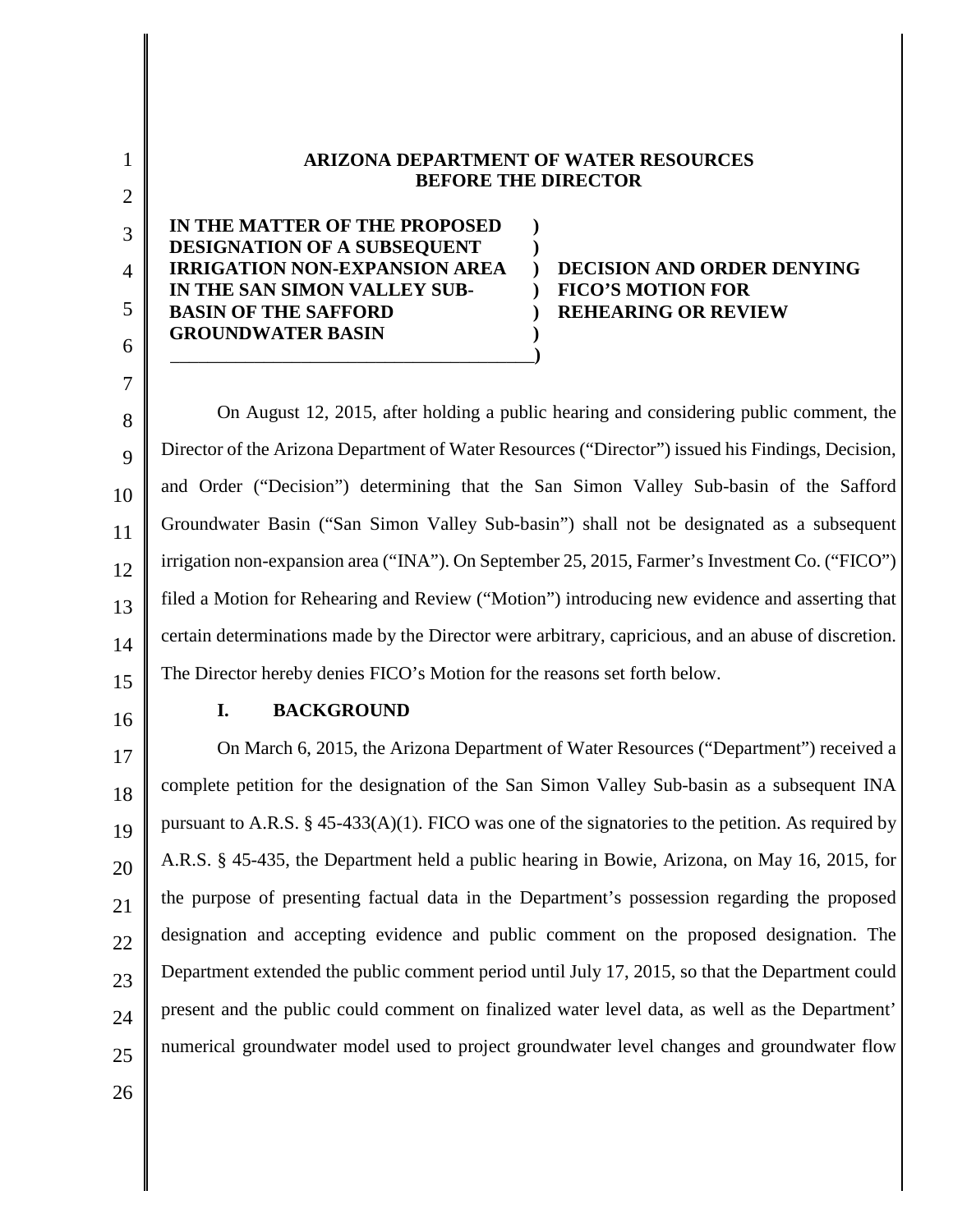**ARIZONA DEPARTMENT OF WATER RESOURCES**
**BEFORE THE DIRECTOR**

| | |
|---|---|
| **IN THE MATTER OF THE PROPOSED DESIGNATION OF A SUBSEQUENT IRRIGATION NON-EXPANSION AREA IN THE SAN SIMON VALLEY SUB-BASIN OF THE SAFFORD GROUNDWATER BASIN** | **DECISION AND ORDER DENYING FICO'S MOTION FOR REHEARING OR REVIEW** |

On August 12, 2015, after holding a public hearing and considering public comment, the Director of the Arizona Department of Water Resources ("Director") issued his Findings, Decision, and Order ("Decision") determining that the San Simon Valley Sub-basin of the Safford Groundwater Basin ("San Simon Valley Sub-basin") shall not be designated as a subsequent irrigation non-expansion area ("INA"). On September 25, 2015, Farmer's Investment Co. ("FICO") filed a Motion for Rehearing and Review ("Motion") introducing new evidence and asserting that certain determinations made by the Director were arbitrary, capricious, and an abuse of discretion. The Director hereby denies FICO's Motion for the reasons set forth below.

## I. BACKGROUND

On March 6, 2015, the Arizona Department of Water Resources ("Department") received a complete petition for the designation of the San Simon Valley Sub-basin as a subsequent INA pursuant to A.R.S. § 45-433(A)(1). FICO was one of the signatories to the petition. As required by A.R.S. § 45-435, the Department held a public hearing in Bowie, Arizona, on May 16, 2015, for the purpose of presenting factual data in the Department's possession regarding the proposed designation and accepting evidence and public comment on the proposed designation. The Department extended the public comment period until July 17, 2015, so that the Department could present and the public could comment on finalized water level data, as well as the Department' numerical groundwater model used to project groundwater level changes and groundwater flow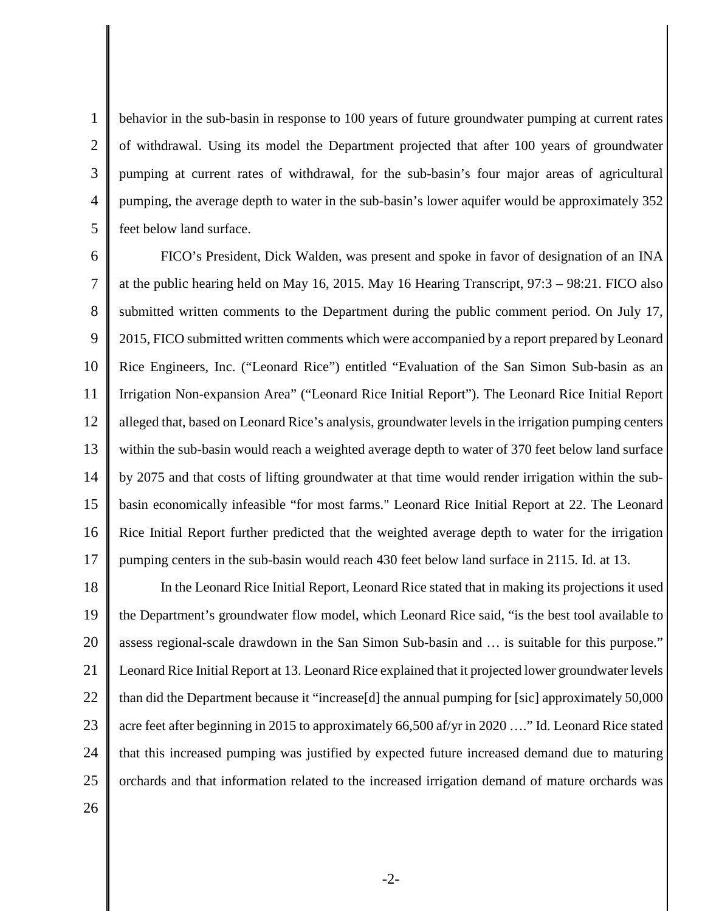behavior in the sub-basin in response to 100 years of future groundwater pumping at current rates of withdrawal. Using its model the Department projected that after 100 years of groundwater pumping at current rates of withdrawal, for the sub-basin's four major areas of agricultural pumping, the average depth to water in the sub-basin's lower aquifer would be approximately 352 feet below land surface.

FICO's President, Dick Walden, was present and spoke in favor of designation of an INA at the public hearing held on May 16, 2015. May 16 Hearing Transcript, 97:3 – 98:21. FICO also submitted written comments to the Department during the public comment period. On July 17, 2015, FICO submitted written comments which were accompanied by a report prepared by Leonard Rice Engineers, Inc. ("Leonard Rice") entitled "Evaluation of the San Simon Sub-basin as an Irrigation Non-expansion Area" ("Leonard Rice Initial Report"). The Leonard Rice Initial Report alleged that, based on Leonard Rice's analysis, groundwater levels in the irrigation pumping centers within the sub-basin would reach a weighted average depth to water of 370 feet below land surface by 2075 and that costs of lifting groundwater at that time would render irrigation within the sub-basin economically infeasible "for most farms." Leonard Rice Initial Report at 22. The Leonard Rice Initial Report further predicted that the weighted average depth to water for the irrigation pumping centers in the sub-basin would reach 430 feet below land surface in 2115. Id. at 13.

In the Leonard Rice Initial Report, Leonard Rice stated that in making its projections it used the Department's groundwater flow model, which Leonard Rice said, "is the best tool available to assess regional-scale drawdown in the San Simon Sub-basin and … is suitable for this purpose." Leonard Rice Initial Report at 13. Leonard Rice explained that it projected lower groundwater levels than did the Department because it "increase[d] the annual pumping for [sic] approximately 50,000 acre feet after beginning in 2015 to approximately 66,500 af/yr in 2020 …." Id. Leonard Rice stated that this increased pumping was justified by expected future increased demand due to maturing orchards and that information related to the increased irrigation demand of mature orchards was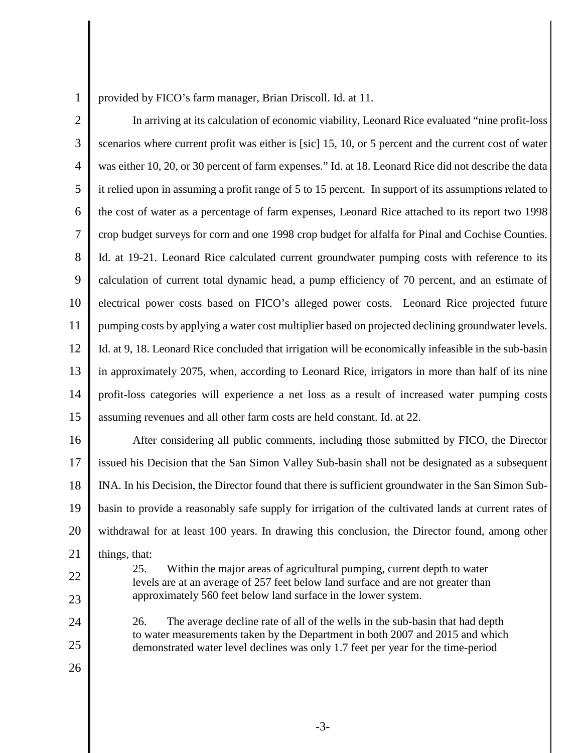provided by FICO's farm manager, Brian Driscoll. Id. at 11.

In arriving at its calculation of economic viability, Leonard Rice evaluated "nine profit-loss scenarios where current profit was either is [sic] 15, 10, or 5 percent and the current cost of water was either 10, 20, or 30 percent of farm expenses." Id. at 18. Leonard Rice did not describe the data it relied upon in assuming a profit range of 5 to 15 percent. In support of its assumptions related to the cost of water as a percentage of farm expenses, Leonard Rice attached to its report two 1998 crop budget surveys for corn and one 1998 crop budget for alfalfa for Pinal and Cochise Counties. Id. at 19-21. Leonard Rice calculated current groundwater pumping costs with reference to its calculation of current total dynamic head, a pump efficiency of 70 percent, and an estimate of electrical power costs based on FICO's alleged power costs. Leonard Rice projected future pumping costs by applying a water cost multiplier based on projected declining groundwater levels. Id. at 9, 18. Leonard Rice concluded that irrigation will be economically infeasible in the sub-basin in approximately 2075, when, according to Leonard Rice, irrigators in more than half of its nine profit-loss categories will experience a net loss as a result of increased water pumping costs assuming revenues and all other farm costs are held constant. Id. at 22.

After considering all public comments, including those submitted by FICO, the Director issued his Decision that the San Simon Valley Sub-basin shall not be designated as a subsequent INA. In his Decision, the Director found that there is sufficient groundwater in the San Simon Sub-basin to provide a reasonably safe supply for irrigation of the cultivated lands at current rates of withdrawal for at least 100 years. In drawing this conclusion, the Director found, among other things, that:

> 25. Within the major areas of agricultural pumping, current depth to water levels are at an average of 257 feet below land surface and are not greater than approximately 560 feet below land surface in the lower system.
>
> 26. The average decline rate of all of the wells in the sub-basin that had depth to water measurements taken by the Department in both 2007 and 2015 and which demonstrated water level declines was only 1.7 feet per year for the time-period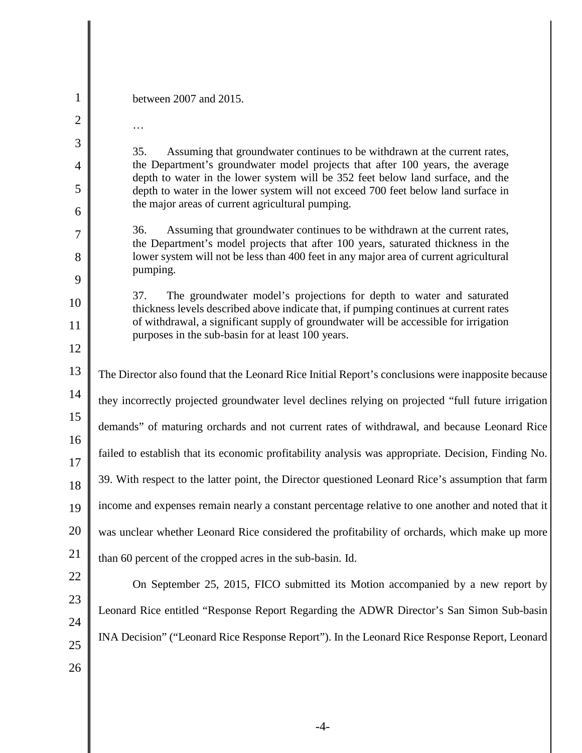between 2007 and 2015.

…

> 35. Assuming that groundwater continues to be withdrawn at the current rates, the Department's groundwater model projects that after 100 years, the average depth to water in the lower system will be 352 feet below land surface, and the depth to water in the lower system will not exceed 700 feet below land surface in the major areas of current agricultural pumping.
>
> 36. Assuming that groundwater continues to be withdrawn at the current rates, the Department's model projects that after 100 years, saturated thickness in the lower system will not be less than 400 feet in any major area of current agricultural pumping.
>
> 37. The groundwater model's projections for depth to water and saturated thickness levels described above indicate that, if pumping continues at current rates of withdrawal, a significant supply of groundwater will be accessible for irrigation purposes in the sub-basin for at least 100 years.

The Director also found that the Leonard Rice Initial Report's conclusions were inapposite because they incorrectly projected groundwater level declines relying on projected "full future irrigation demands" of maturing orchards and not current rates of withdrawal, and because Leonard Rice failed to establish that its economic profitability analysis was appropriate. Decision, Finding No. 39. With respect to the latter point, the Director questioned Leonard Rice's assumption that farm income and expenses remain nearly a constant percentage relative to one another and noted that it was unclear whether Leonard Rice considered the profitability of orchards, which make up more than 60 percent of the cropped acres in the sub-basin. Id.

On September 25, 2015, FICO submitted its Motion accompanied by a new report by Leonard Rice entitled "Response Report Regarding the ADWR Director's San Simon Sub-basin INA Decision" ("Leonard Rice Response Report"). In the Leonard Rice Response Report, Leonard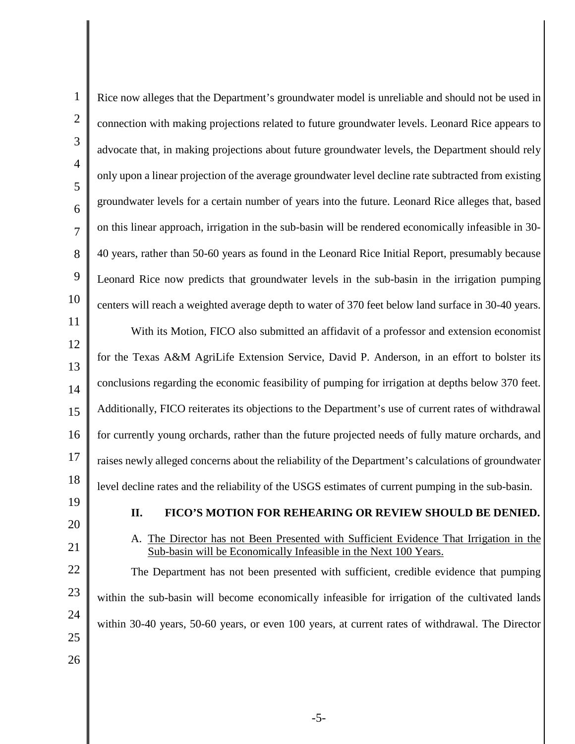Rice now alleges that the Department's groundwater model is unreliable and should not be used in connection with making projections related to future groundwater levels. Leonard Rice appears to advocate that, in making projections about future groundwater levels, the Department should rely only upon a linear projection of the average groundwater level decline rate subtracted from existing groundwater levels for a certain number of years into the future. Leonard Rice alleges that, based on this linear approach, irrigation in the sub-basin will be rendered economically infeasible in 30-40 years, rather than 50-60 years as found in the Leonard Rice Initial Report, presumably because Leonard Rice now predicts that groundwater levels in the sub-basin in the irrigation pumping centers will reach a weighted average depth to water of 370 feet below land surface in 30-40 years.

With its Motion, FICO also submitted an affidavit of a professor and extension economist for the Texas A&M AgriLife Extension Service, David P. Anderson, in an effort to bolster its conclusions regarding the economic feasibility of pumping for irrigation at depths below 370 feet. Additionally, FICO reiterates its objections to the Department's use of current rates of withdrawal for currently young orchards, rather than the future projected needs of fully mature orchards, and raises newly alleged concerns about the reliability of the Department's calculations of groundwater level decline rates and the reliability of the USGS estimates of current pumping in the sub-basin.

## II. FICO'S MOTION FOR REHEARING OR REVIEW SHOULD BE DENIED.

### A. The Director has not Been Presented with Sufficient Evidence That Irrigation in the Sub-basin will be Economically Infeasible in the Next 100 Years.

The Department has not been presented with sufficient, credible evidence that pumping within the sub-basin will become economically infeasible for irrigation of the cultivated lands within 30-40 years, 50-60 years, or even 100 years, at current rates of withdrawal. The Director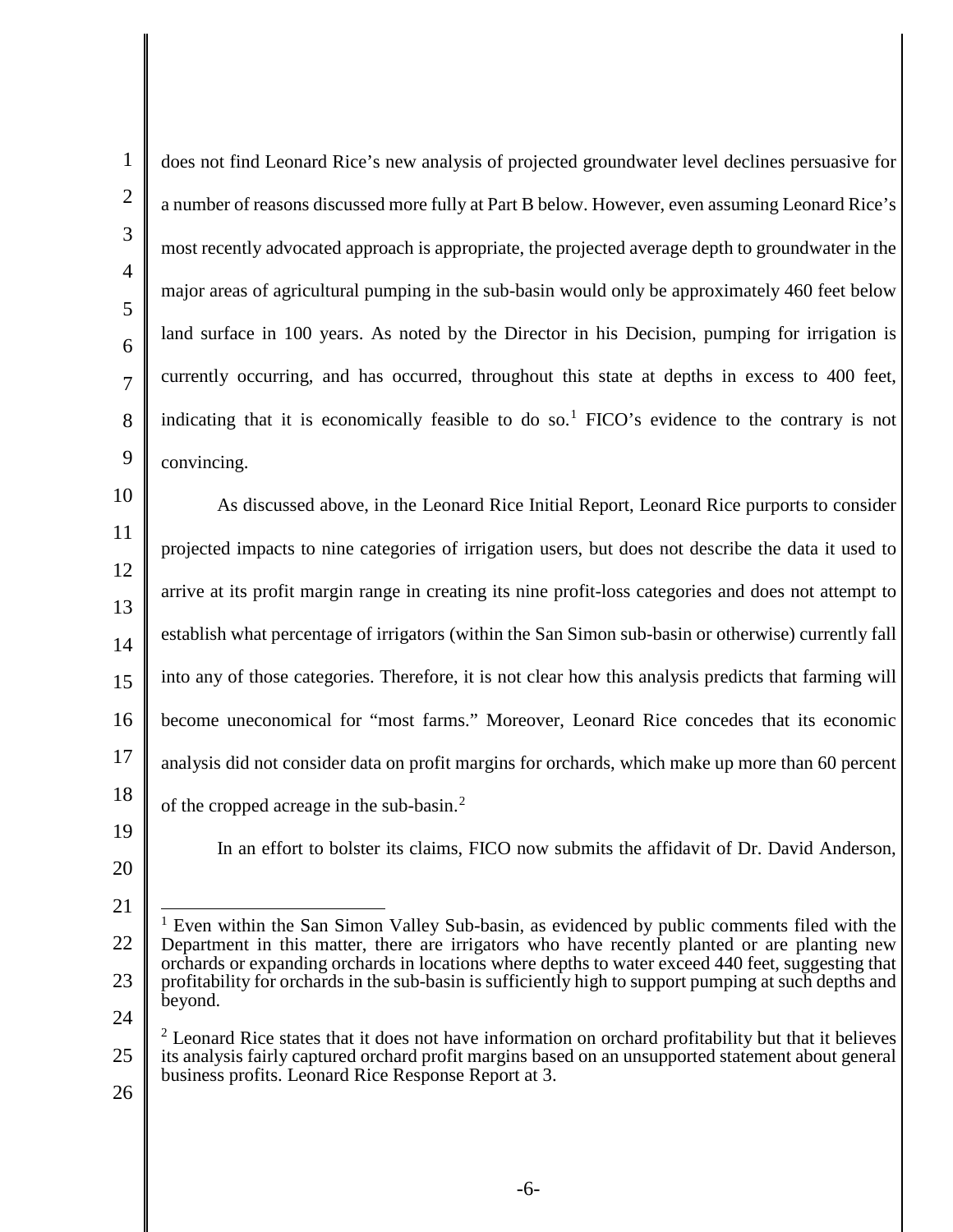does not find Leonard Rice's new analysis of projected groundwater level declines persuasive for a number of reasons discussed more fully at Part B below. However, even assuming Leonard Rice's most recently advocated approach is appropriate, the projected average depth to groundwater in the major areas of agricultural pumping in the sub-basin would only be approximately 460 feet below land surface in 100 years. As noted by the Director in his Decision, pumping for irrigation is currently occurring, and has occurred, throughout this state at depths in excess to 400 feet, indicating that it is economically feasible to do so.[1] FICO's evidence to the contrary is not convincing.

As discussed above, in the Leonard Rice Initial Report, Leonard Rice purports to consider projected impacts to nine categories of irrigation users, but does not describe the data it used to arrive at its profit margin range in creating its nine profit-loss categories and does not attempt to establish what percentage of irrigators (within the San Simon sub-basin or otherwise) currently fall into any of those categories. Therefore, it is not clear how this analysis predicts that farming will become uneconomical for "most farms." Moreover, Leonard Rice concedes that its economic analysis did not consider data on profit margins for orchards, which make up more than 60 percent of the cropped acreage in the sub-basin.[2]

In an effort to bolster its claims, FICO now submits the affidavit of Dr. David Anderson,

---

[1] Even within the San Simon Valley Sub-basin, as evidenced by public comments filed with the Department in this matter, there are irrigators who have recently planted or are planting new orchards or expanding orchards in locations where depths to water exceed 440 feet, suggesting that profitability for orchards in the sub-basin is sufficiently high to support pumping at such depths and beyond.

[2] Leonard Rice states that it does not have information on orchard profitability but that it believes its analysis fairly captured orchard profit margins based on an unsupported statement about general business profits. Leonard Rice Response Report at 3.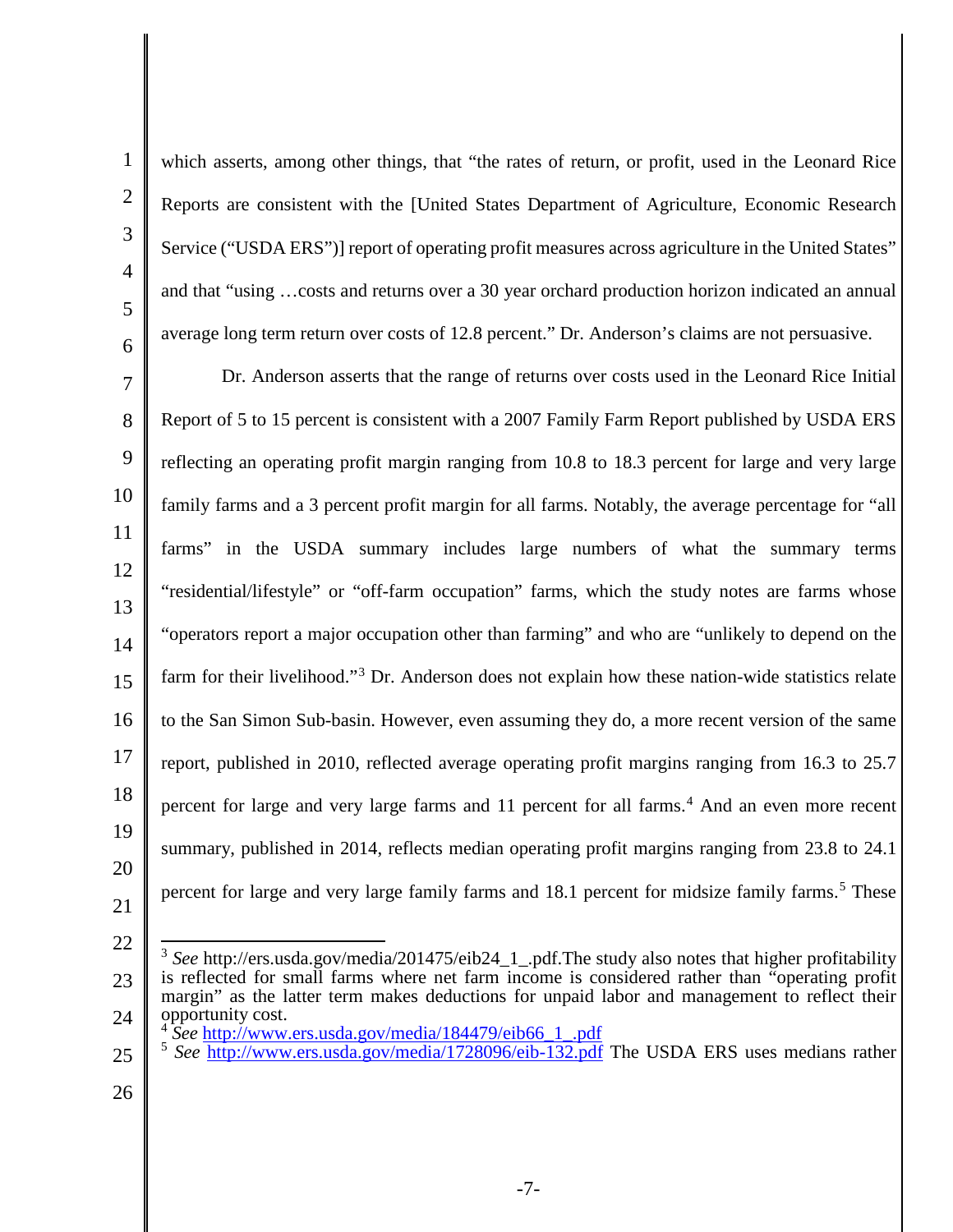which asserts, among other things, that "the rates of return, or profit, used in the Leonard Rice Reports are consistent with the [United States Department of Agriculture, Economic Research Service ("USDA ERS")] report of operating profit measures across agriculture in the United States" and that "using …costs and returns over a 30 year orchard production horizon indicated an annual average long term return over costs of 12.8 percent." Dr. Anderson's claims are not persuasive.

Dr. Anderson asserts that the range of returns over costs used in the Leonard Rice Initial Report of 5 to 15 percent is consistent with a 2007 Family Farm Report published by USDA ERS reflecting an operating profit margin ranging from 10.8 to 18.3 percent for large and very large family farms and a 3 percent profit margin for all farms. Notably, the average percentage for "all farms" in the USDA summary includes large numbers of what the summary terms "residential/lifestyle" or "off-farm occupation" farms, which the study notes are farms whose "operators report a major occupation other than farming" and who are "unlikely to depend on the farm for their livelihood."[3] Dr. Anderson does not explain how these nation-wide statistics relate to the San Simon Sub-basin. However, even assuming they do, a more recent version of the same report, published in 2010, reflected average operating profit margins ranging from 16.3 to 25.7 percent for large and very large farms and 11 percent for all farms.[4] And an even more recent summary, published in 2014, reflects median operating profit margins ranging from 23.8 to 24.1 percent for large and very large family farms and 18.1 percent for midsize family farms.[5] These

---

[3] *See* http://ers.usda.gov/media/201475/eib24_1_.pdf.The study also notes that higher profitability is reflected for small farms where net farm income is considered rather than "operating profit margin" as the latter term makes deductions for unpaid labor and management to reflect their opportunity cost.

[4] *See* http://www.ers.usda.gov/media/184479/eib66_1_.pdf

[5] *See* http://www.ers.usda.gov/media/1728096/eib-132.pdf The USDA ERS uses medians rather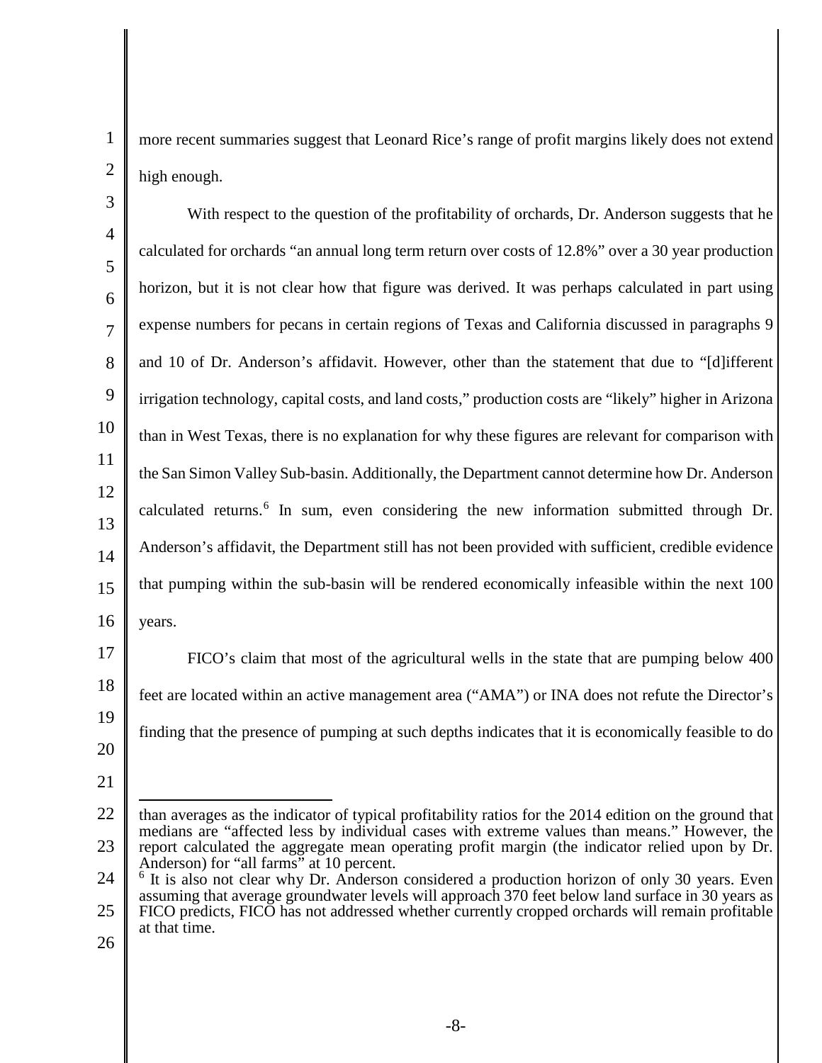more recent summaries suggest that Leonard Rice's range of profit margins likely does not extend high enough.

With respect to the question of the profitability of orchards, Dr. Anderson suggests that he calculated for orchards "an annual long term return over costs of 12.8%" over a 30 year production horizon, but it is not clear how that figure was derived. It was perhaps calculated in part using expense numbers for pecans in certain regions of Texas and California discussed in paragraphs 9 and 10 of Dr. Anderson's affidavit. However, other than the statement that due to "[d]ifferent irrigation technology, capital costs, and land costs," production costs are "likely" higher in Arizona than in West Texas, there is no explanation for why these figures are relevant for comparison with the San Simon Valley Sub-basin. Additionally, the Department cannot determine how Dr. Anderson calculated returns.[6] In sum, even considering the new information submitted through Dr. Anderson's affidavit, the Department still has not been provided with sufficient, credible evidence that pumping within the sub-basin will be rendered economically infeasible within the next 100 years.

FICO's claim that most of the agricultural wells in the state that are pumping below 400 feet are located within an active management area ("AMA") or INA does not refute the Director's finding that the presence of pumping at such depths indicates that it is economically feasible to do

---

than averages as the indicator of typical profitability ratios for the 2014 edition on the ground that medians are "affected less by individual cases with extreme values than means." However, the report calculated the aggregate mean operating profit margin (the indicator relied upon by Dr. Anderson) for "all farms" at 10 percent.

[6] It is also not clear why Dr. Anderson considered a production horizon of only 30 years. Even assuming that average groundwater levels will approach 370 feet below land surface in 30 years as FICO predicts, FICO has not addressed whether currently cropped orchards will remain profitable at that time.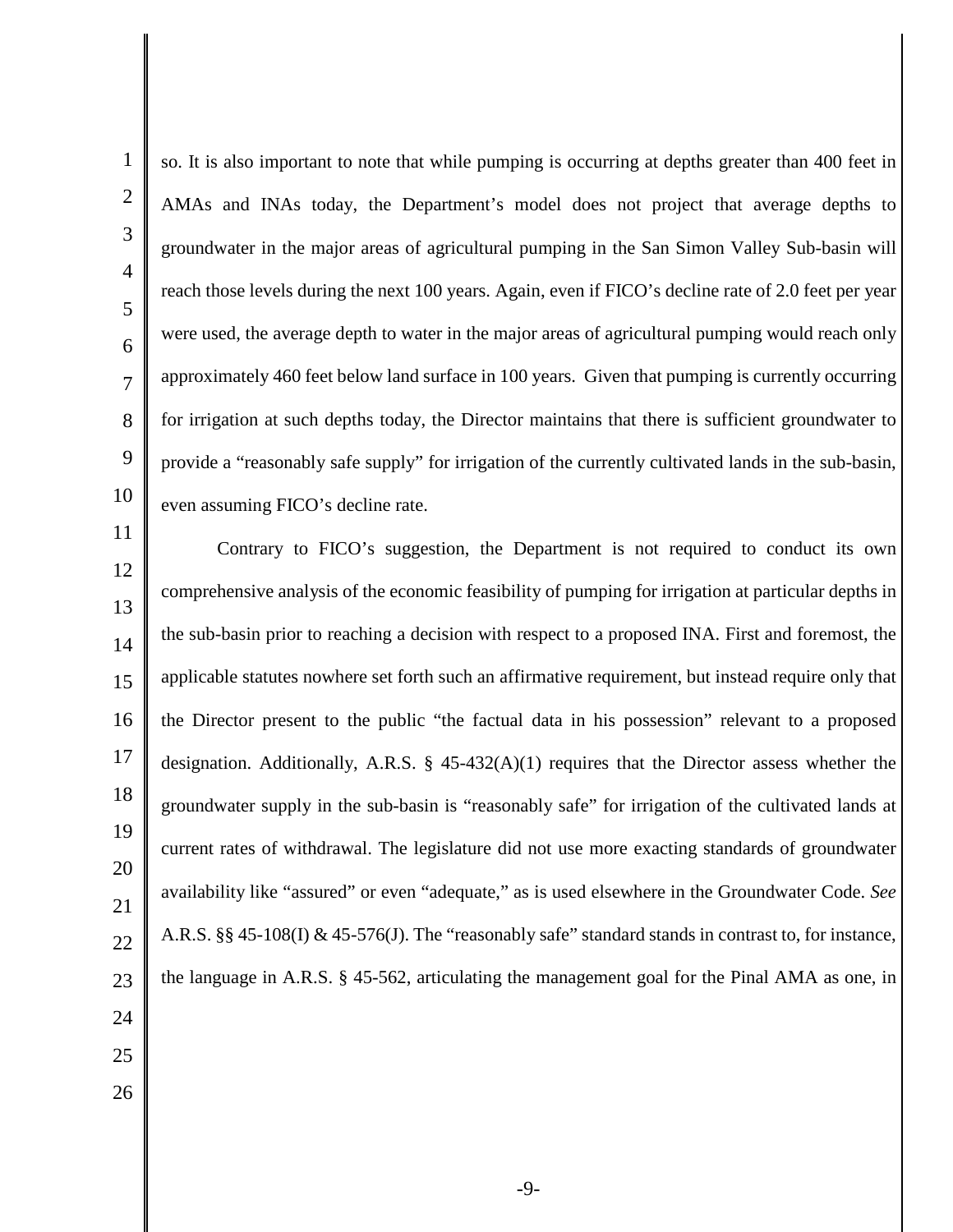so. It is also important to note that while pumping is occurring at depths greater than 400 feet in AMAs and INAs today, the Department's model does not project that average depths to groundwater in the major areas of agricultural pumping in the San Simon Valley Sub-basin will reach those levels during the next 100 years. Again, even if FICO's decline rate of 2.0 feet per year were used, the average depth to water in the major areas of agricultural pumping would reach only approximately 460 feet below land surface in 100 years. Given that pumping is currently occurring for irrigation at such depths today, the Director maintains that there is sufficient groundwater to provide a "reasonably safe supply" for irrigation of the currently cultivated lands in the sub-basin, even assuming FICO's decline rate.

Contrary to FICO's suggestion, the Department is not required to conduct its own comprehensive analysis of the economic feasibility of pumping for irrigation at particular depths in the sub-basin prior to reaching a decision with respect to a proposed INA. First and foremost, the applicable statutes nowhere set forth such an affirmative requirement, but instead require only that the Director present to the public "the factual data in his possession" relevant to a proposed designation. Additionally, A.R.S. § 45-432(A)(1) requires that the Director assess whether the groundwater supply in the sub-basin is "reasonably safe" for irrigation of the cultivated lands at current rates of withdrawal. The legislature did not use more exacting standards of groundwater availability like "assured" or even "adequate," as is used elsewhere in the Groundwater Code. *See* A.R.S. §§ 45-108(I) & 45-576(J). The "reasonably safe" standard stands in contrast to, for instance, the language in A.R.S. § 45-562, articulating the management goal for the Pinal AMA as one, in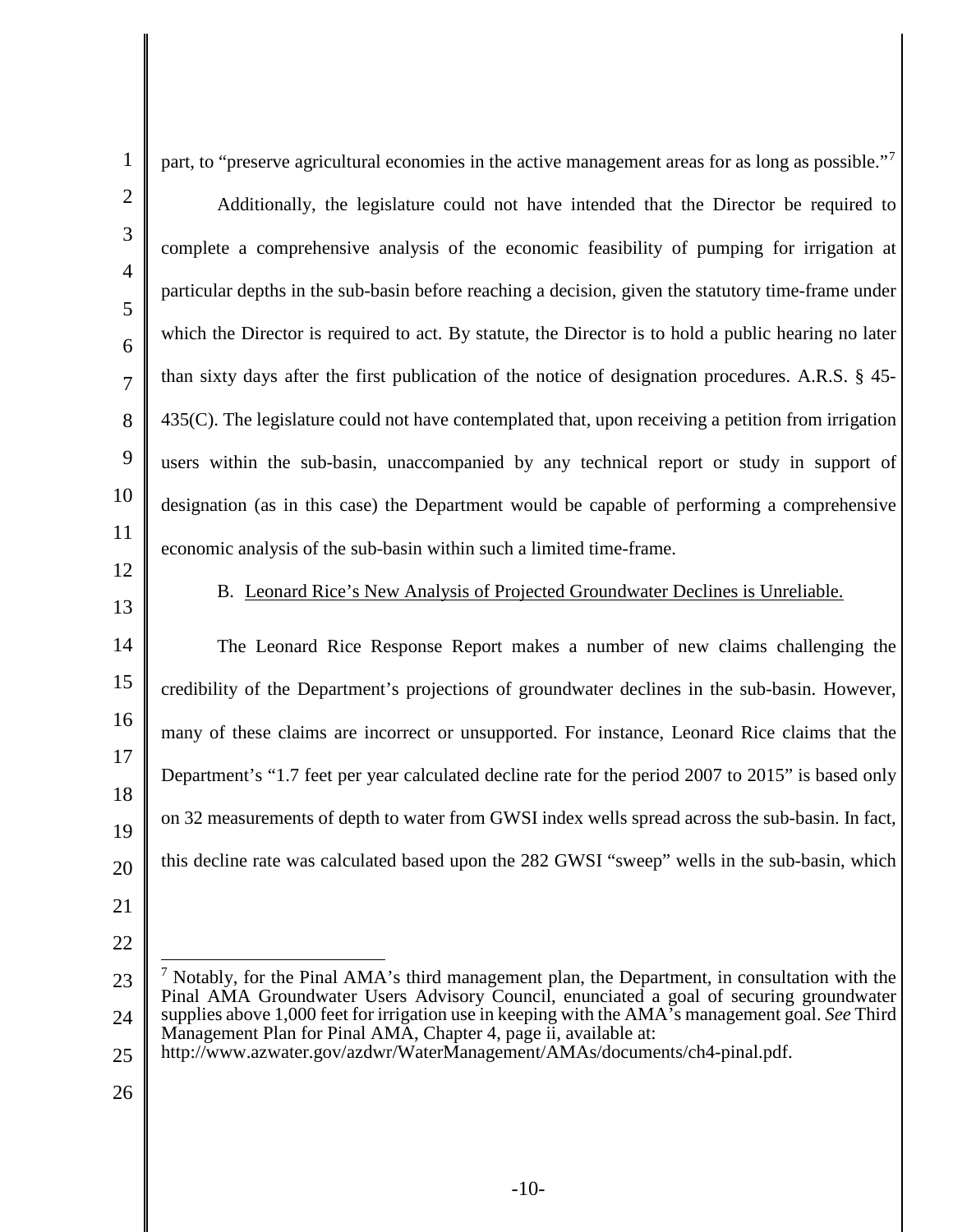part, to "preserve agricultural economies in the active management areas for as long as possible."[7]

Additionally, the legislature could not have intended that the Director be required to complete a comprehensive analysis of the economic feasibility of pumping for irrigation at particular depths in the sub-basin before reaching a decision, given the statutory time-frame under which the Director is required to act. By statute, the Director is to hold a public hearing no later than sixty days after the first publication of the notice of designation procedures. A.R.S. § 45-435(C). The legislature could not have contemplated that, upon receiving a petition from irrigation users within the sub-basin, unaccompanied by any technical report or study in support of designation (as in this case) the Department would be capable of performing a comprehensive economic analysis of the sub-basin within such a limited time-frame.

B. Leonard Rice's New Analysis of Projected Groundwater Declines is Unreliable.

The Leonard Rice Response Report makes a number of new claims challenging the credibility of the Department's projections of groundwater declines in the sub-basin. However, many of these claims are incorrect or unsupported. For instance, Leonard Rice claims that the Department's "1.7 feet per year calculated decline rate for the period 2007 to 2015" is based only on 32 measurements of depth to water from GWSI index wells spread across the sub-basin. In fact, this decline rate was calculated based upon the 282 GWSI "sweep" wells in the sub-basin, which

[7] Notably, for the Pinal AMA's third management plan, the Department, in consultation with the Pinal AMA Groundwater Users Advisory Council, enunciated a goal of securing groundwater supplies above 1,000 feet for irrigation use in keeping with the AMA's management goal. *See* Third Management Plan for Pinal AMA, Chapter 4, page ii, available at: http://www.azwater.gov/azdwr/WaterManagement/AMAs/documents/ch4-pinal.pdf.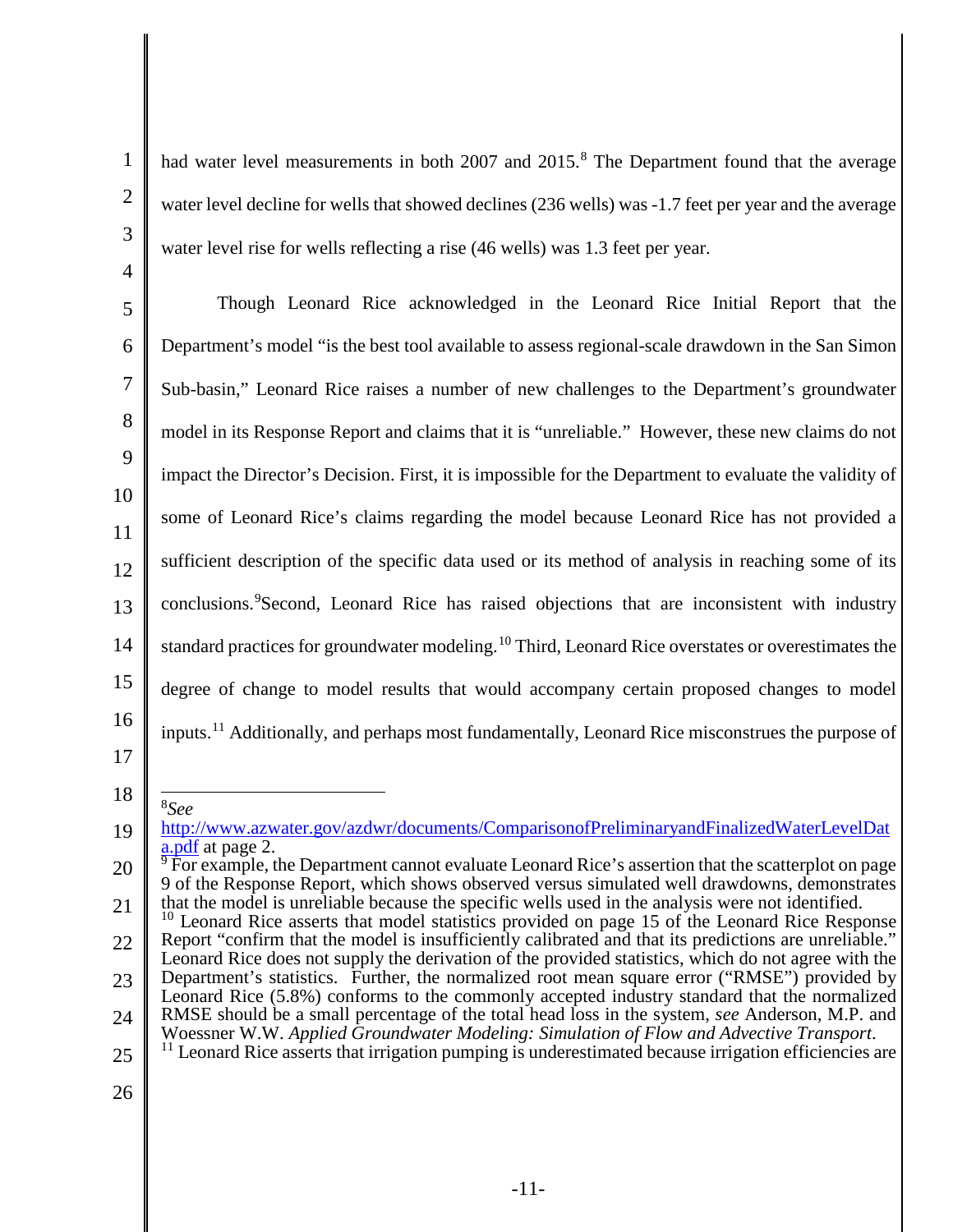had water level measurements in both 2007 and 2015.[8] The Department found that the average water level decline for wells that showed declines (236 wells) was -1.7 feet per year and the average water level rise for wells reflecting a rise (46 wells) was 1.3 feet per year.

Though Leonard Rice acknowledged in the Leonard Rice Initial Report that the Department's model "is the best tool available to assess regional-scale drawdown in the San Simon Sub-basin," Leonard Rice raises a number of new challenges to the Department's groundwater model in its Response Report and claims that it is "unreliable." However, these new claims do not impact the Director's Decision. First, it is impossible for the Department to evaluate the validity of some of Leonard Rice's claims regarding the model because Leonard Rice has not provided a sufficient description of the specific data used or its method of analysis in reaching some of its conclusions.[9] Second, Leonard Rice has raised objections that are inconsistent with industry standard practices for groundwater modeling.[10] Third, Leonard Rice overstates or overestimates the degree of change to model results that would accompany certain proposed changes to model inputs.[11] Additionally, and perhaps most fundamentally, Leonard Rice misconstrues the purpose of

---

[8] *See* http://www.azwater.gov/azdwr/documents/ComparisonofPreliminaryandFinalizedWaterLevelData.pdf at page 2.

[9] For example, the Department cannot evaluate Leonard Rice's assertion that the scatterplot on page 9 of the Response Report, which shows observed versus simulated well drawdowns, demonstrates that the model is unreliable because the specific wells used in the analysis were not identified.

[10] Leonard Rice asserts that model statistics provided on page 15 of the Leonard Rice Response Report "confirm that the model is insufficiently calibrated and that its predictions are unreliable." Leonard Rice does not supply the derivation of the provided statistics, which do not agree with the Department's statistics. Further, the normalized root mean square error ("RMSE") provided by Leonard Rice (5.8%) conforms to the commonly accepted industry standard that the normalized RMSE should be a small percentage of the total head loss in the system, *see* Anderson, M.P. and Woessner W.W. *Applied Groundwater Modeling: Simulation of Flow and Advective Transport*.

[11] Leonard Rice asserts that irrigation pumping is underestimated because irrigation efficiencies are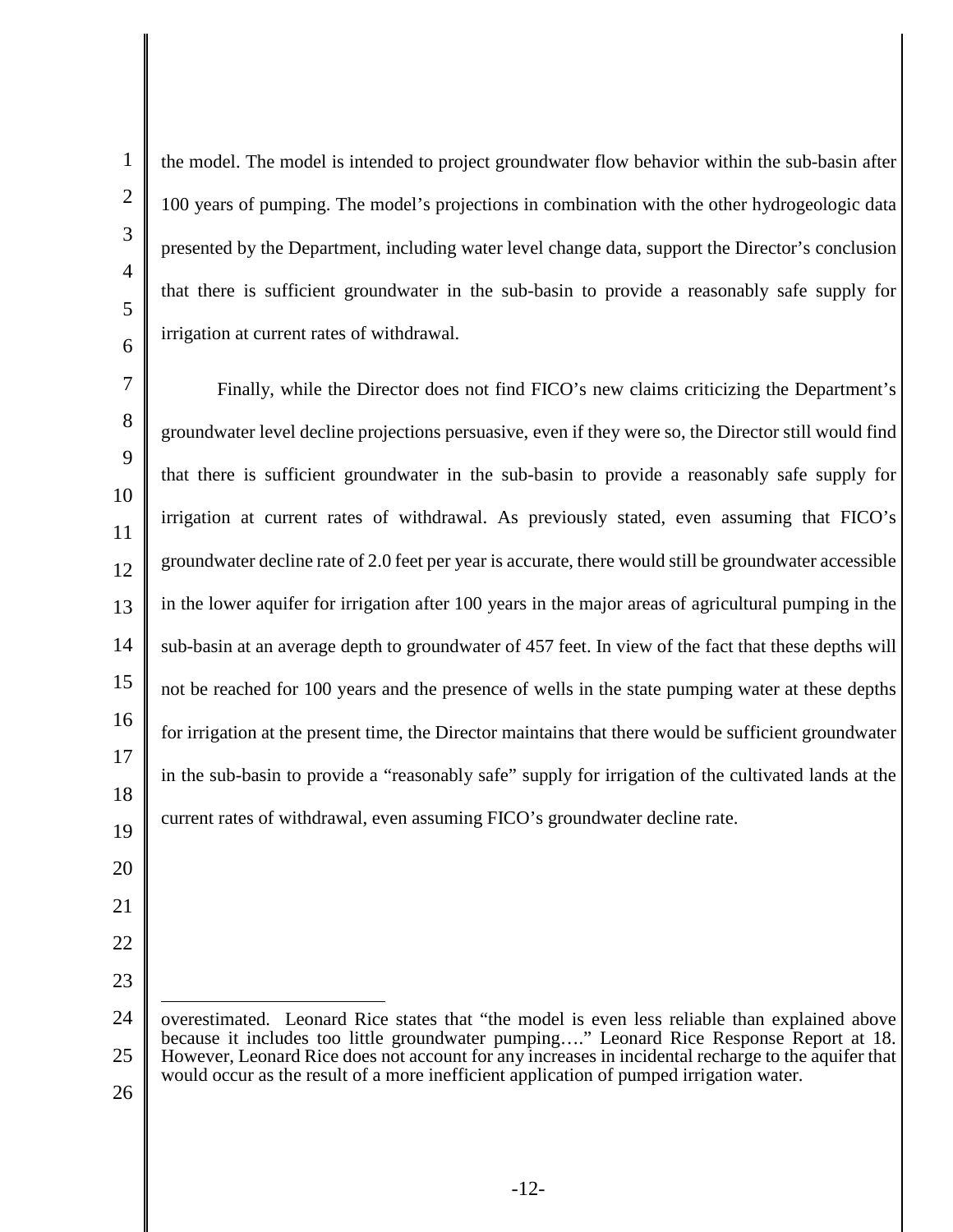the model. The model is intended to project groundwater flow behavior within the sub-basin after 100 years of pumping. The model's projections in combination with the other hydrogeologic data presented by the Department, including water level change data, support the Director's conclusion that there is sufficient groundwater in the sub-basin to provide a reasonably safe supply for irrigation at current rates of withdrawal.

Finally, while the Director does not find FICO's new claims criticizing the Department's groundwater level decline projections persuasive, even if they were so, the Director still would find that there is sufficient groundwater in the sub-basin to provide a reasonably safe supply for irrigation at current rates of withdrawal. As previously stated, even assuming that FICO's groundwater decline rate of 2.0 feet per year is accurate, there would still be groundwater accessible in the lower aquifer for irrigation after 100 years in the major areas of agricultural pumping in the sub-basin at an average depth to groundwater of 457 feet. In view of the fact that these depths will not be reached for 100 years and the presence of wells in the state pumping water at these depths for irrigation at the present time, the Director maintains that there would be sufficient groundwater in the sub-basin to provide a "reasonably safe" supply for irrigation of the cultivated lands at the current rates of withdrawal, even assuming FICO's groundwater decline rate.

---

overestimated. Leonard Rice states that "the model is even less reliable than explained above because it includes too little groundwater pumping…." Leonard Rice Response Report at 18. However, Leonard Rice does not account for any increases in incidental recharge to the aquifer that would occur as the result of a more inefficient application of pumped irrigation water.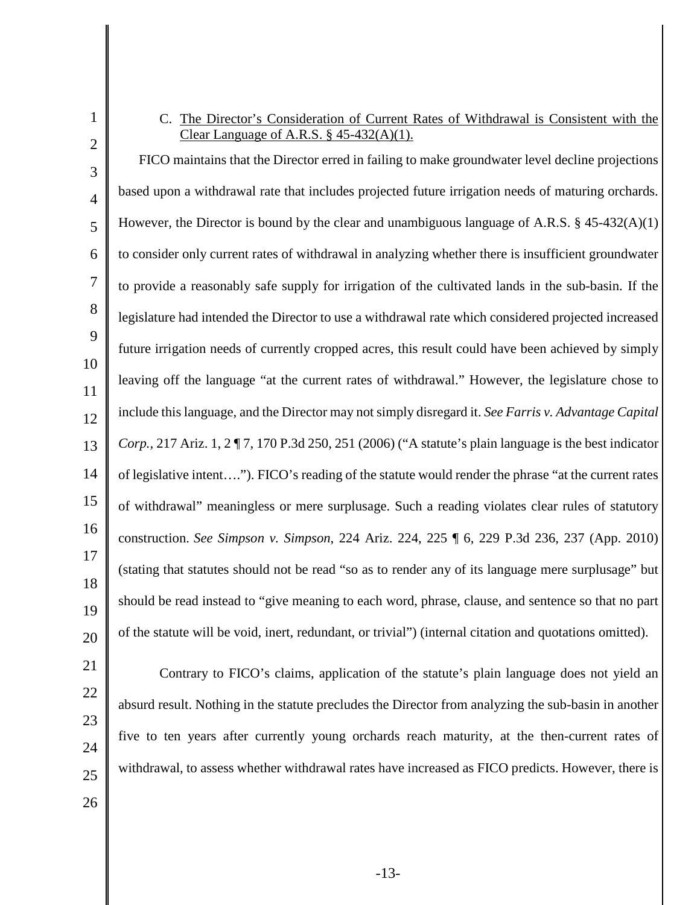### C. The Director's Consideration of Current Rates of Withdrawal is Consistent with the Clear Language of A.R.S. § 45-432(A)(1).

FICO maintains that the Director erred in failing to make groundwater level decline projections based upon a withdrawal rate that includes projected future irrigation needs of maturing orchards. However, the Director is bound by the clear and unambiguous language of A.R.S. § 45-432(A)(1) to consider only current rates of withdrawal in analyzing whether there is insufficient groundwater to provide a reasonably safe supply for irrigation of the cultivated lands in the sub-basin. If the legislature had intended the Director to use a withdrawal rate which considered projected increased future irrigation needs of currently cropped acres, this result could have been achieved by simply leaving off the language "at the current rates of withdrawal." However, the legislature chose to include this language, and the Director may not simply disregard it. *See Farris v. Advantage Capital Corp.*, 217 Ariz. 1, 2 ¶ 7, 170 P.3d 250, 251 (2006) ("A statute's plain language is the best indicator of legislative intent…."). FICO's reading of the statute would render the phrase "at the current rates of withdrawal" meaningless or mere surplusage. Such a reading violates clear rules of statutory construction. *See Simpson v. Simpson*, 224 Ariz. 224, 225 ¶ 6, 229 P.3d 236, 237 (App. 2010) (stating that statutes should not be read "so as to render any of its language mere surplusage" but should be read instead to "give meaning to each word, phrase, clause, and sentence so that no part of the statute will be void, inert, redundant, or trivial") (internal citation and quotations omitted).

Contrary to FICO's claims, application of the statute's plain language does not yield an absurd result. Nothing in the statute precludes the Director from analyzing the sub-basin in another five to ten years after currently young orchards reach maturity, at the then-current rates of withdrawal, to assess whether withdrawal rates have increased as FICO predicts. However, there is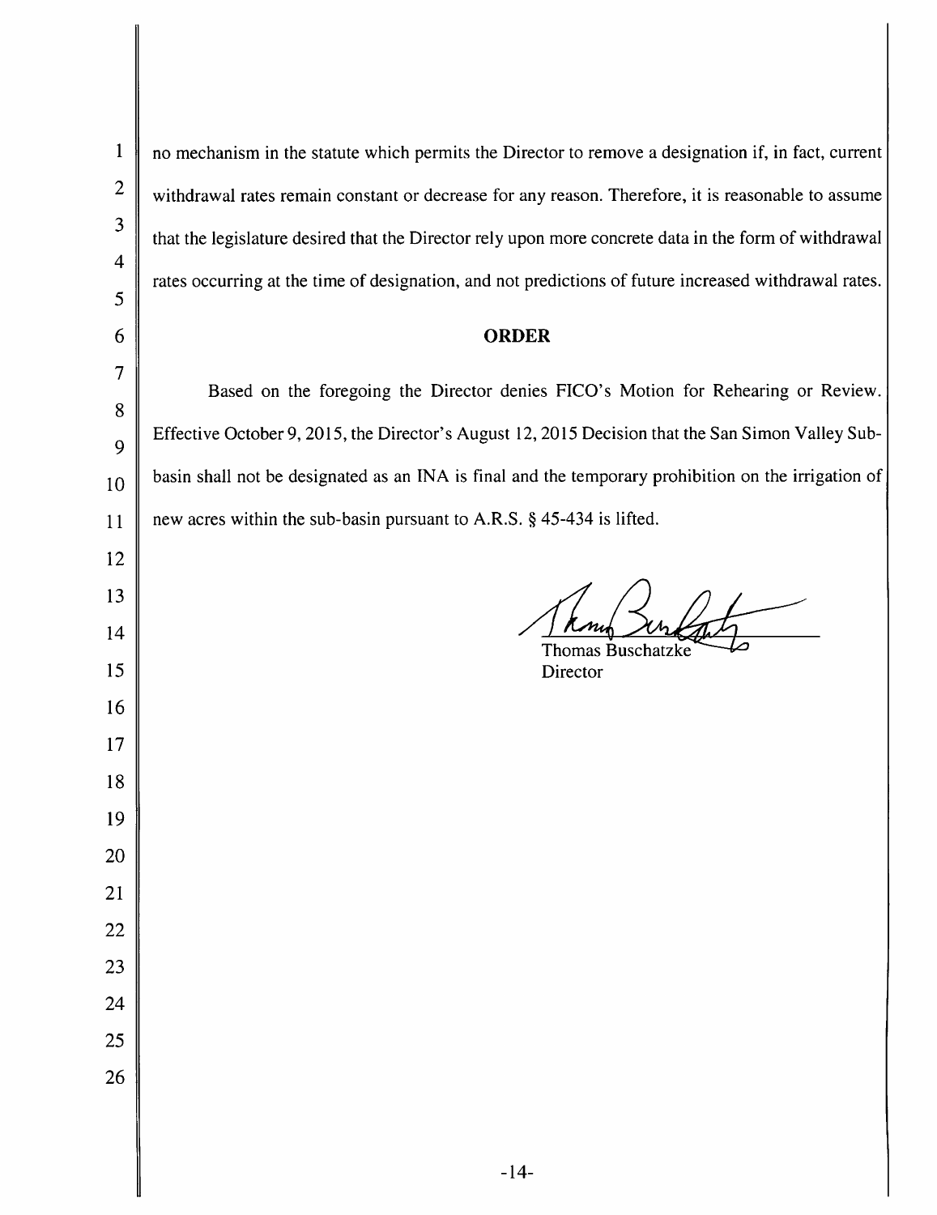no mechanism in the statute which permits the Director to remove a designation if, in fact, current withdrawal rates remain constant or decrease for any reason. Therefore, it is reasonable to assume that the legislature desired that the Director rely upon more concrete data in the form of withdrawal rates occurring at the time of designation, and not predictions of future increased withdrawal rates.

## ORDER

Based on the foregoing the Director denies FICO's Motion for Rehearing or Review. Effective October 9, 2015, the Director's August 12, 2015 Decision that the San Simon Valley Sub-basin shall not be designated as an INA is final and the temporary prohibition on the irrigation of new acres within the sub-basin pursuant to A.R.S. § 45-434 is lifted.

Thomas Buschatzke
Director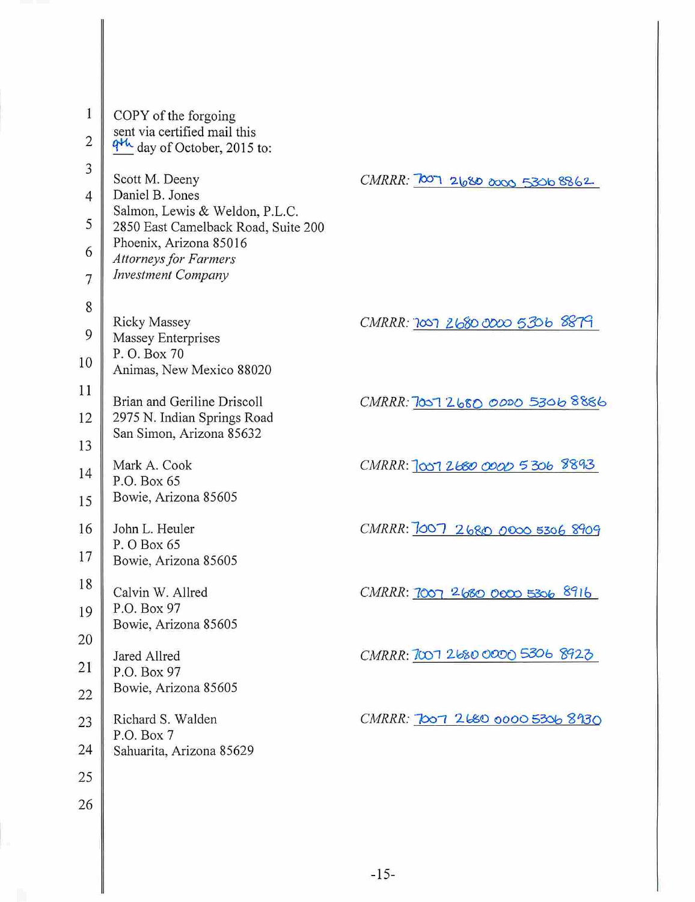COPY of the forging
sent via certified mail this
9th day of October, 2015 to:

Scott M. Deeny
Daniel B. Jones
Salmon, Lewis & Weldon, P.L.C.
2850 East Camelback Road, Suite 200
Phoenix, Arizona 85016
*Attorneys for Farmers Investment Company*

*CMRRR:* 7007 2680 0000 5306 8862

Ricky Massey
Massey Enterprises
P. O. Box 70
Animas, New Mexico 88020

*CMRRR:* 7007 2680 0000 5306 8879

Brian and Geriline Driscoll
2975 N. Indian Springs Road
San Simon, Arizona 85632

*CMRRR:* 7007 2680 0000 5306 8886

Mark A. Cook
P.O. Box 65
Bowie, Arizona 85605

*CMRRR:* 7007 2680 0000 5306 8893

John L. Heuler
P. O Box 65
Bowie, Arizona 85605

*CMRRR:* 7007 2680 0000 5306 8909

Calvin W. Allred
P.O. Box 97
Bowie, Arizona 85605

*CMRRR:* 7007 2680 0000 5306 8916

Jared Allred
P.O. Box 97
Bowie, Arizona 85605

*CMRRR:* 7007 2680 0000 5306 8923

Richard S. Walden
P.O. Box 7
Sahuarita, Arizona 85629

*CMRRR:* 7007 2680 0000 5306 8930